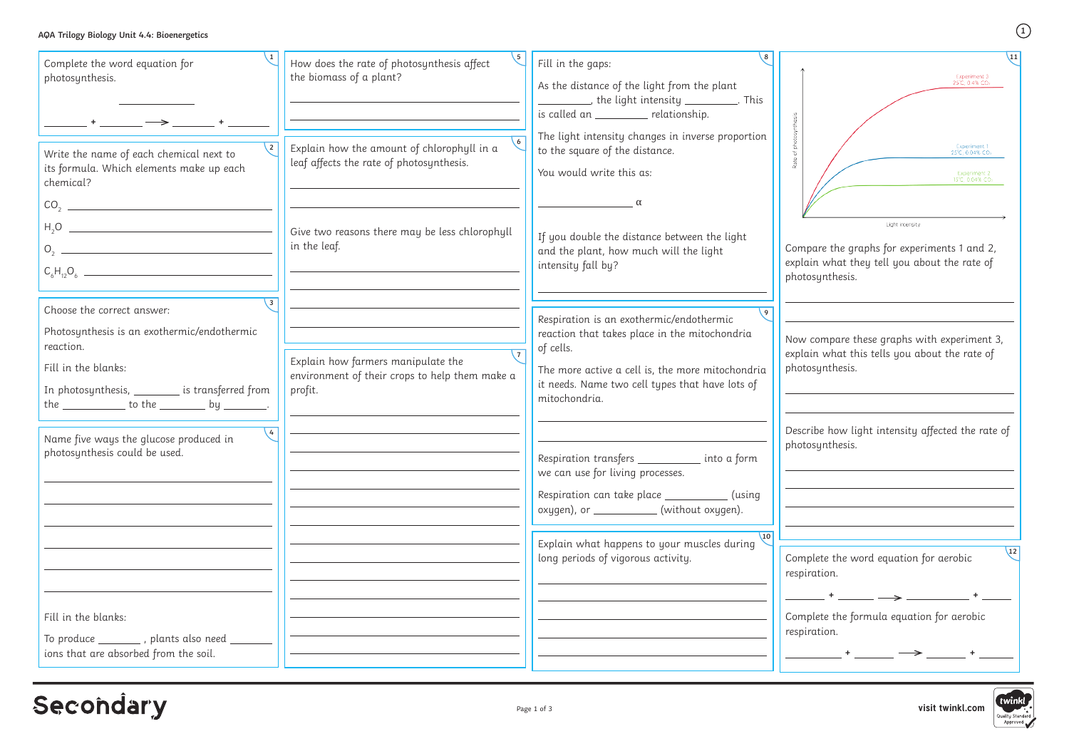# AQA Trilogy Biology Unit 4.4: Bioenergetics

**1**

Complete the word equation for photosynthesis.

\_\_\_\_\_\_\_\_\_\_

\_\_\_\_\_\_\_\_ + \_\_\_\_\_\_\_\_ → \_\_\_\_\_\_\_\_ + \_\_\_\_\_\_\_\_

**2**

Write the name of each chemical next to its formula. Which elements make up each chemical?

$CO_2$ \_\_\_\_\_\_\_\_\_\_\_\_\_\_\_\_\_\_\_\_

$H_2O$ \_\_\_\_\_\_\_\_\_\_\_\_\_\_\_\_\_\_\_\_

$O_2$ \_\_\_\_\_\_\_\_\_\_\_\_\_\_\_\_\_\_\_\_

$C_6H_{12}O_6$ \_\_\_\_\_\_\_\_\_\_\_\_\_\_\_\_\_\_\_\_

**3**

Choose the correct answer:

Photosynthesis is an exothermic/endothermic reaction.

Fill in the blanks:

In photosynthesis, \_\_\_\_\_\_\_\_ is transferred from the \_\_\_\_\_\_\_\_ to the \_\_\_\_\_\_\_\_ by \_\_\_\_\_\_\_\_.

**4**

Name five ways the glucose produced in photosynthesis could be used.

\_\_\_\_\_\_\_\_\_\_\_\_\_\_\_\_\_\_\_\_\_\_\_\_\_\_\_\_\_\_

Fill in the blanks:

To produce \_\_\_\_\_\_\_\_, plants also need \_\_\_\_\_\_\_\_ ions that are absorbed from the soil.

**5**

How does the rate of photosynthesis affect the biomass of a plant?

\_\_\_\_\_\_\_\_\_\_\_\_\_\_\_\_\_\_\_\_\_\_\_\_\_\_\_\_\_\_

**6**

Explain how the amount of chlorophyll in a leaf affects the rate of photosynthesis.

\_\_\_\_\_\_\_\_\_\_\_\_\_\_\_\_\_\_\_\_\_\_\_\_\_\_\_\_\_\_

Give two reasons there may be less chlorophyll in the leaf.

\_\_\_\_\_\_\_\_\_\_\_\_\_\_\_\_\_\_\_\_\_\_\_\_\_\_\_\_\_\_

**7**

Explain how farmers manipulate the environment of their crops to help them make a profit.

\_\_\_\_\_\_\_\_\_\_\_\_\_\_\_\_\_\_\_\_\_\_\_\_\_\_\_\_\_\_

**8**

Fill in the gaps:

As the distance of the light from the plant \_\_\_\_\_\_\_\_, the light intensity \_\_\_\_\_\_\_\_. This is called an \_\_\_\_\_\_\_\_ relationship.

The light intensity changes in inverse proportion to the square of the distance.

You would write this as:

\_\_\_\_\_\_\_\_\_\_ $\alpha$

If you double the distance between the light and the plant, how much will the light intensity fall by?

\_\_\_\_\_\_\_\_\_\_\_\_\_\_\_\_\_\_\_\_\_\_\_\_\_\_\_\_\_\_

**9**

Respiration is an exothermic/endothermic reaction that takes place in the mitochondria of cells.

The more active a cell is, the more mitochondria it needs. Name two cell types that have lots of mitochondria.

\_\_\_\_\_\_\_\_\_\_\_\_\_\_\_\_\_\_\_\_\_\_\_\_\_\_\_\_\_\_

Respiration transfers \_\_\_\_\_\_\_\_ into a form we can use for living processes.

Respiration can take place \_\_\_\_\_\_\_\_ (using oxygen), or \_\_\_\_\_\_\_\_ (without oxygen).

**10**

Explain what happens to your muscles during long periods of vigorous activity.

\_\_\_\_\_\_\_\_\_\_\_\_\_\_\_\_\_\_\_\_\_\_\_\_\_\_\_\_\_\_

**11**

Graph: Rate of photosynthesis against Light intensity — Experiment 3: 25°C, 0.4% $CO_2$; Experiment 1: 25°C, 0.04% $CO_2$; Experiment 2: 15°C, 0.04% $CO_2$

Compare the graphs for experiments 1 and 2, explain what they tell you about the rate of photosynthesis.

\_\_\_\_\_\_\_\_\_\_\_\_\_\_\_\_\_\_\_\_\_\_\_\_\_\_\_\_\_\_

Now compare these graphs with experiment 3, explain what this tells you about the rate of photosynthesis.

\_\_\_\_\_\_\_\_\_\_\_\_\_\_\_\_\_\_\_\_\_\_\_\_\_\_\_\_\_\_

Describe how light intensity affected the rate of photosynthesis.

\_\_\_\_\_\_\_\_\_\_\_\_\_\_\_\_\_\_\_\_\_\_\_\_\_\_\_\_\_\_

**12**

Complete the word equation for aerobic respiration.

\_\_\_\_\_\_\_\_ + \_\_\_\_\_\_\_\_ → \_\_\_\_\_\_\_\_ + \_\_\_\_\_\_\_\_

Complete the formula equation for aerobic respiration.

\_\_\_\_\_\_\_\_ + \_\_\_\_\_\_\_\_ → \_\_\_\_\_\_\_\_ + \_\_\_\_\_\_\_\_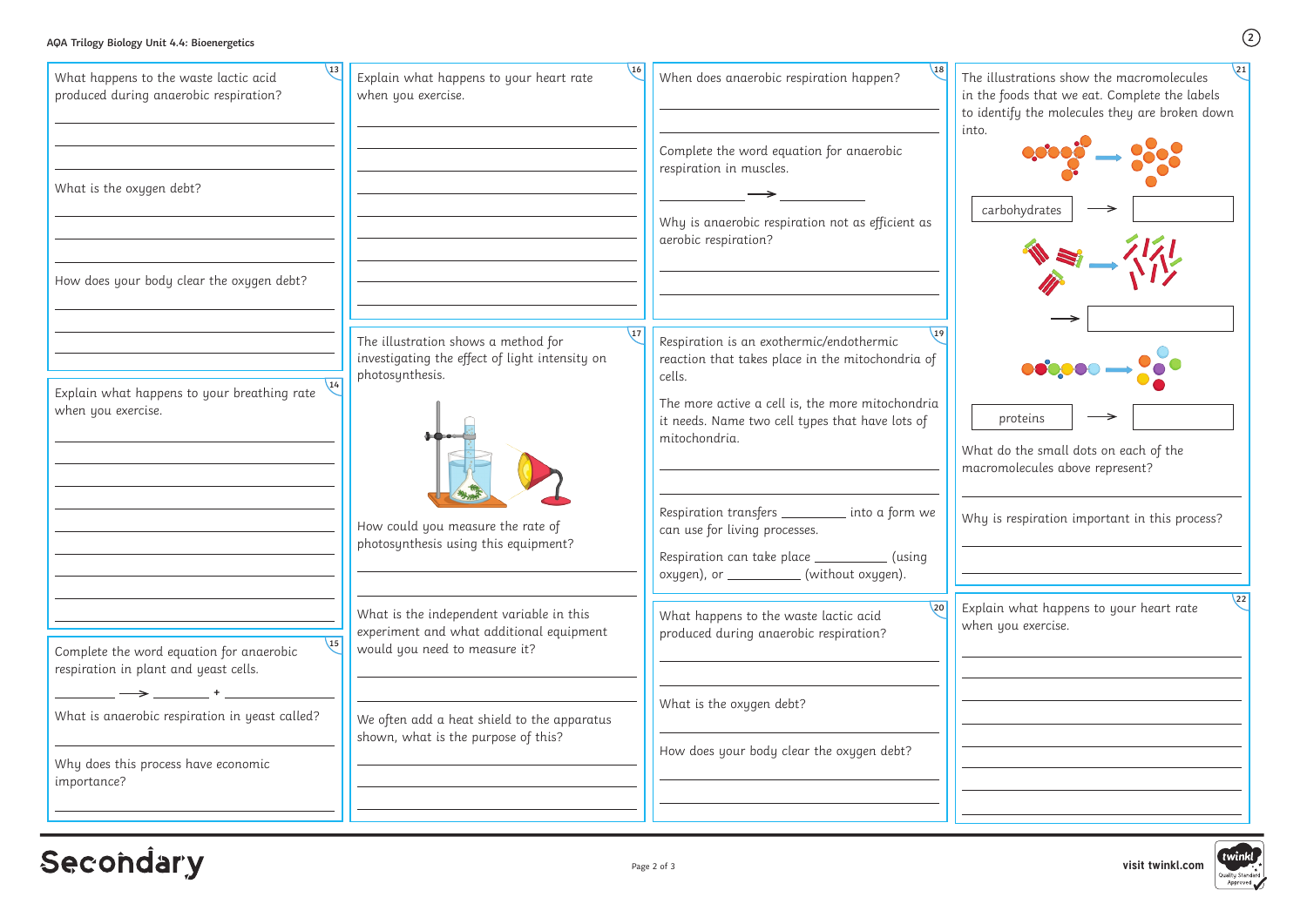## 13

What happens to the waste lactic acid produced during anaerobic respiration?

What is the oxygen debt?

How does your body clear the oxygen debt?

## 14

Explain what happens to your breathing rate when you exercise.

## 15

Complete the word equation for anaerobic respiration in plant and yeast cells.

________ → ________ + ________

What is anaerobic respiration in yeast called?

Why does this process have economic importance?

## 16

Explain what happens to your heart rate when you exercise.

## 17

The illustration shows a method for investigating the effect of light intensity on photosynthesis.

How could you measure the rate of photosynthesis using this equipment?

What is the independent variable in this experiment and what additional equipment would you need to measure it?

We often add a heat shield to the apparatus shown, what is the purpose of this?

## 18

When does anaerobic respiration happen?

Complete the word equation for anaerobic respiration in muscles.

________ → ________

Why is anaerobic respiration not as efficient as aerobic respiration?

## 19

Respiration is an exothermic/endothermic reaction that takes place in the mitochondria of cells.

The more active a cell is, the more mitochondria it needs. Name two cell types that have lots of mitochondria.

Respiration transfers ________ into a form we can use for living processes.

Respiration can take place ________ (using oxygen), or ________ (without oxygen).

## 20

What happens to the waste lactic acid produced during anaerobic respiration?

What is the oxygen debt?

How does your body clear the oxygen debt?

## 21

The illustrations show the macromolecules in the foods that we eat. Complete the labels to identify the molecules they are broken down into.

carbohydrates → ________

________ → ________

proteins → ________

What do the small dots on each of the macromolecules above represent?

Why is respiration important in this process?

## 22

Explain what happens to your heart rate when you exercise.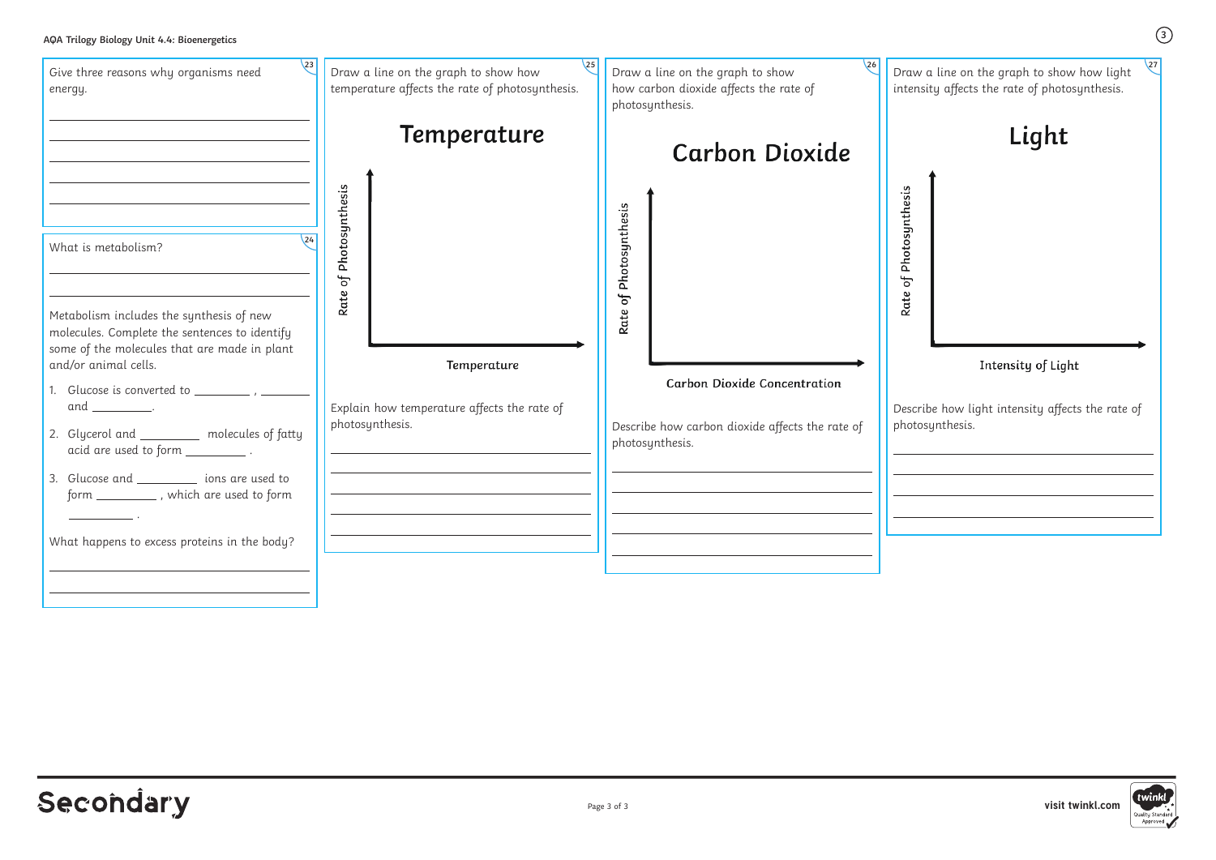Give three reasons why organisms need energy.

23

_______________________________________

_______________________________________

_______________________________________

_______________________________________

_______________________________________

24

What is metabolism?

_______________________________________

_______________________________________

Metabolism includes the synthesis of new molecules. Complete the sentences to identify some of the molecules that are made in plant and/or animal cells.

1. Glucose is converted to _________ , _________ and _________.
2. Glycerol and _________ molecules of fatty acid are used to form _________ .
3. Glucose and _________ ions are used to form _________ , which are used to form _________ .

What happens to excess proteins in the body?

_______________________________________

_______________________________________

25

Draw a line on the graph to show how temperature affects the rate of photosynthesis.

## Temperature

Rate of Photosynthesis

Temperature

Explain how temperature affects the rate of photosynthesis.

_______________________________________

_______________________________________

_______________________________________

_______________________________________

_______________________________________

26

Draw a line on the graph to show how carbon dioxide affects the rate of photosynthesis.

## Carbon Dioxide

Rate of Photosynthesis

Carbon Dioxide Concentration

Describe how carbon dioxide affects the rate of photosynthesis.

_______________________________________

_______________________________________

_______________________________________

_______________________________________

_______________________________________

27

Draw a line on the graph to show how light intensity affects the rate of photosynthesis.

## Light

Rate of Photosynthesis

Intensity of Light

Describe how light intensity affects the rate of photosynthesis.

_______________________________________

_______________________________________

_______________________________________

_______________________________________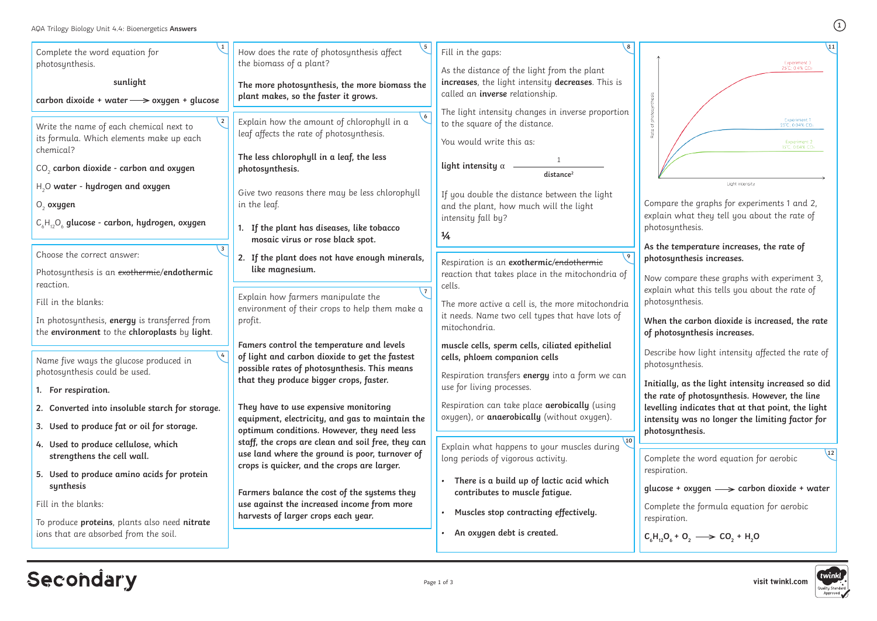AQA Trilogy Biology Unit 4.4: Bioenergetics **Answers**

**1**

Complete the word equation for photosynthesis.

**sunlight**

**carbon dixoide + water ⟶ oxygen + glucose**

**2**

Write the name of each chemical next to its formula. Which elements make up each chemical?

$CO_2$ **carbon dioxide - carbon and oxygen**

$H_2O$ **water - hydrogen and oxygen**

$O_2$ **oxygen**

$C_6H_{12}O_6$ **glucose - carbon, hydrogen, oxygen**

**3**

Choose the correct answer:

Photosynthesis is an ~~exothermic~~/**endothermic** reaction.

Fill in the blanks:

In photosynthesis, **energy** is transferred from the **environment** to the **chloroplasts** by **light**.

**4**

Name five ways the glucose produced in photosynthesis could be used.

1. **For respiration.**
2. **Converted into insoluble starch for storage.**
3. **Used to produce fat or oil for storage.**
4. **Used to produce cellulose, which strengthens the cell wall.**
5. **Used to produce amino acids for protein synthesis**

Fill in the blanks:

To produce **proteins**, plants also need **nitrate** ions that are absorbed from the soil.

**5**

How does the rate of photosynthesis affect the biomass of a plant?

**The more photosynthesis, the more biomass the plant makes, so the faster it grows.**

**6**

Explain how the amount of chlorophyll in a leaf affects the rate of photosynthesis.

**The less chlorophyll in a leaf, the less photosynthesis.**

Give two reasons there may be less chlorophyll in the leaf.

1. **If the plant has diseases, like tobacco mosaic virus or rose black spot.**
2. **If the plant does not have enough minerals, like magnesium.**

**7**

Explain how farmers manipulate the environment of their crops to help them make a profit.

**Famers control the temperature and levels of light and carbon dioxide to get the fastest possible rates of photosynthesis. This means that they produce bigger crops, faster.**

**They have to use expensive monitoring equipment, electricity, and gas to maintain the optimum conditions. However, they need less staff, the crops are clean and soil free, they can use land where the ground is poor, turnover of crops is quicker, and the crops are larger.**

**Farmers balance the cost of the systems they use against the increased income from more harvests of larger crops each year.**

**8**

Fill in the gaps:

As the distance of the light from the plant **increases**, the light intensity **decreases**. This is called an **inverse** relationship.

The light intensity changes in inverse proportion to the square of the distance.

You would write this as:

**light intensity** $\alpha \; \dfrac{1}{\textbf{distance}^2}$

If you double the distance between the light and the plant, how much will the light intensity fall by?

**¼**

**9**

Respiration is an **exothermic**/~~endothermic~~ reaction that takes place in the mitochondria of cells.

The more active a cell is, the more mitochondria it needs. Name two cell types that have lots of mitochondria.

**muscle cells, sperm cells, ciliated epithelial cells, phloem companion cells**

Respiration transfers **energy** into a form we can use for living processes.

Respiration can take place **aerobically** (using oxygen), or **anaerobically** (without oxygen).

**10**

Explain what happens to your muscles during long periods of vigorous activity.

- **There is a build up of lactic acid which contributes to muscle fatigue.**
- **Muscles stop contracting effectively.**
- **An oxygen debt is created.**

**11**

Rate of photosynthesis

Light intensity

Experiment 3
25°C, 0.4% $CO_2$

Experiment 1
25°C, 0.04% $CO_2$

Experiment 2
15°C, 0.04% $CO_2$

Compare the graphs for experiments 1 and 2, explain what they tell you about the rate of photosynthesis.

**As the temperature increases, the rate of photosynthesis increases.**

Now compare these graphs with experiment 3, explain what this tells you about the rate of photosynthesis.

**When the carbon dioxide is increased, the rate of photosynthesis increases.**

Describe how light intensity affected the rate of photosynthesis.

**Initially, as the light intensity increased so did the rate of photosynthesis. However, the line levelling indicates that at that point, the light intensity was no longer the limiting factor for photosynthesis.**

**12**

Complete the word equation for aerobic respiration.

**glucose + oxygen ⟶ carbon dioxide + water**

Complete the formula equation for aerobic respiration.

$$C_6H_{12}O_6 + O_2 \longrightarrow CO_2 + H_2O$$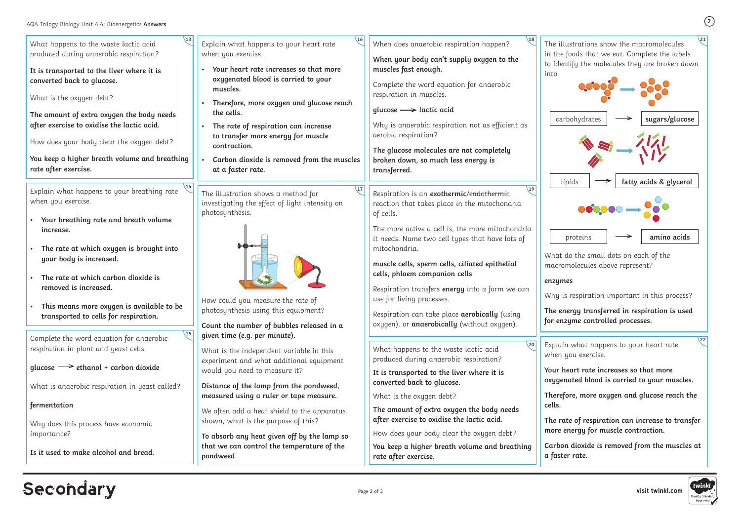### 13

What happens to the waste lactic acid produced during anaerobic respiration?

**It is transported to the liver where it is converted back to glucose.**

What is the oxygen debt?

**The amount of extra oxygen the body needs after exercise to oxidise the lactic acid.**

How does your body clear the oxygen debt?

**You keep a higher breath volume and breathing rate after exercise.**

### 14

Explain what happens to your breathing rate when you exercise.

- **Your breathing rate and breath volume increase.**
- **The rate at which oxygen is brought into your body is increased.**
- **The rate at which carbon dioxide is removed is increased.**
- **This means more oxygen is available to be transported to cells for respiration.**

### 15

Complete the word equation for anaerobic respiration in plant and yeast cells.

**glucose ⟶ ethanol + carbon dioxide**

What is anaerobic respiration in yeast called?

**fermentation**

Why does this process have economic importance?

**Is it used to make alcohol and bread.**

### 16

Explain what happens to your heart rate when you exercise.

- **Your heart rate increases so that more oxygenated blood is carried to your muscles.**
- **Therefore, more oxygen and glucose reach the cells.**
- **The rate of respiration can increase to transfer more energy for muscle contraction.**
- **Carbon dioxide is removed from the muscles at a faster rate.**

### 17

The illustration shows a method for investigating the effect of light intensity on photosynthesis.

How could you measure the rate of photosynthesis using this equipment?

**Count the number of bubbles released in a given time (e.g. per minute).**

What is the independent variable in this experiment and what additional equipment would you need to measure it?

**Distance of the lamp from the pondweed, measured using a ruler or tape measure.**

We often add a heat shield to the apparatus shown, what is the purpose of this?

**To absorb any heat given off by the lamp so that we can control the temperature of the pondweed**

### 18

When does anaerobic respiration happen?

**When your body can't supply oxygen to the muscles fast enough.**

Complete the word equation for anaerobic respiration in muscles.

glucose ⟶ **lactic acid**

Why is anaerobic respiration not as efficient as aerobic respiration?

**The glucose molecules are not completely broken down, so much less energy is transferred.**

### 19

Respiration is an **exothermic**/~~endothermic~~ reaction that takes place in the mitochondria of cells.

The more active a cell is, the more mitochondria it needs. Name two cell types that have lots of mitochondria.

**muscle cells, sperm cells, ciliated epithelial cells, phloem companion cells**

Respiration transfers **energy** into a form we can use for living processes.

Respiration can take place **aerobically** (using oxygen), or **anaerobically** (without oxygen).

### 20

What happens to the waste lactic acid produced during anaerobic respiration?

**It is transported to the liver where it is converted back to glucose.**

What is the oxygen debt?

**The amount of extra oxygen the body needs after exercise to oxidise the lactic acid.**

How does your body clear the oxygen debt?

**You keep a higher breath volume and breathing rate after exercise.**

### 21

The illustrations show the macromolecules in the foods that we eat. Complete the labels to identify the molecules they are broken down into.

carbohydrates ⟶ **sugars/glucose**

lipids ⟶ **fatty acids & glycerol**

proteins ⟶ **amino acids**

What do the small dots on each of the macromolecules above represent?

**enzymes**

Why is respiration important in this process?

**The energy transferred in respiration is used for enzyme controlled processes.**

### 22

Explain what happens to your heart rate when you exercise.

**Your heart rate increases so that more oxygenated blood is carried to your muscles.**

**Therefore, more oxygen and glucose reach the cells.**

**The rate of respiration can increase to transfer more energy for muscle contraction.**

**Carbon dioxide is removed from the muscles at a faster rate.**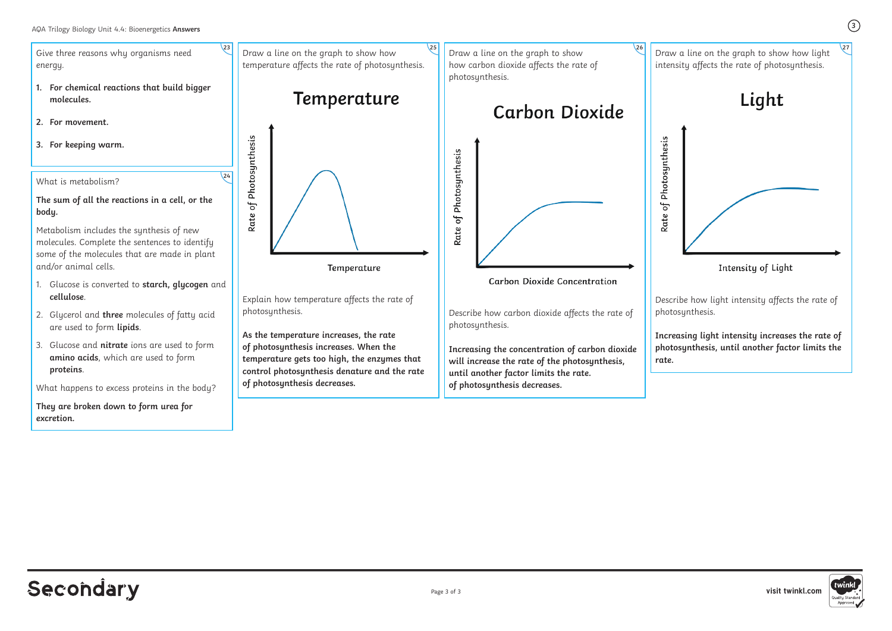Give three reasons why organisms need energy.

1. **For chemical reactions that build bigger molecules.**
2. **For movement.**
3. **For keeping warm.**

What is metabolism?

**The sum of all the reactions in a cell, or the body.**

Metabolism includes the synthesis of new molecules. Complete the sentences to identify some of the molecules that are made in plant and/or animal cells.

1. Glucose is converted to **starch, glycogen** and **cellulose**.
2. Glycerol and **three** molecules of fatty acid are used to form **lipids**.
3. Glucose and **nitrate** ions are used to form **amino acids**, which are used to form **proteins**.

What happens to excess proteins in the body?

**They are broken down to form urea for excretion.**

Draw a line on the graph to show how temperature affects the rate of photosynthesis.

Temperature

Rate of Photosynthesis

Temperature

Explain how temperature affects the rate of photosynthesis.

**As the temperature increases, the rate of photosynthesis increases. When the temperature gets too high, the enzymes that control photosynthesis denature and the rate of photosynthesis decreases.**

Draw a line on the graph to show how carbon dioxide affects the rate of photosynthesis.

Carbon Dioxide

Rate of Photosynthesis

Carbon Dioxide Concentration

Describe how carbon dioxide affects the rate of photosynthesis.

**Increasing the concentration of carbon dioxide will increase the rate of the photosynthesis, until another factor limits the rate. of photosynthesis decreases.**

Draw a line on the graph to show how light intensity affects the rate of photosynthesis.

Light

Rate of Photosynthesis

Intensity of Light

Describe how light intensity affects the rate of photosynthesis.

**Increasing light intensity increases the rate of photosynthesis, until another factor limits the rate.**